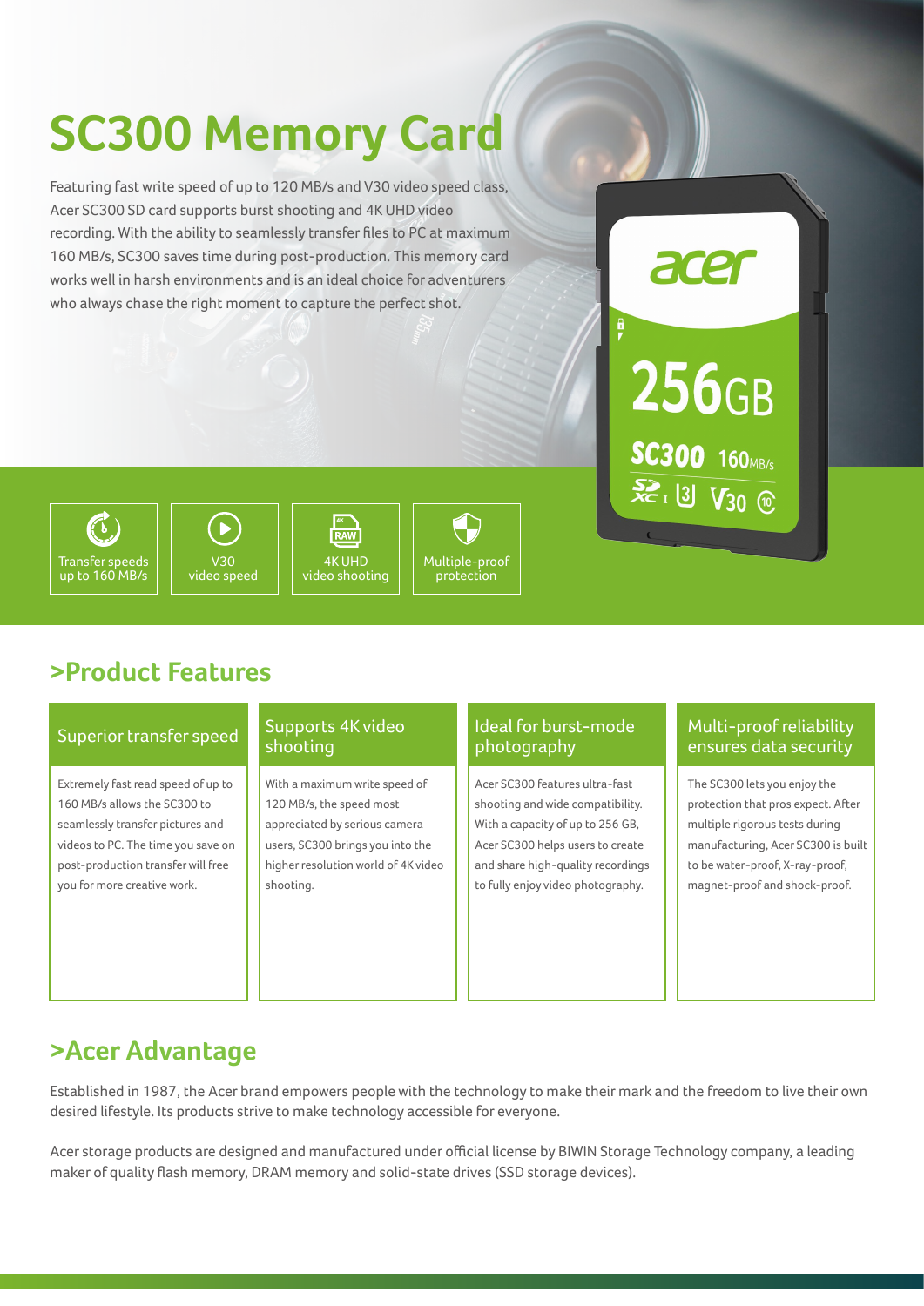# SC300 Memory Card

Featuring fast write speed of up to 120 MB/s and V30 video speed class, Acer SC300 SD card supports burst shooting and 4K UHD video recording. With the ability to seamlessly transfer files to PC at maximum 160 MB/s, SC300 saves time during post-production. This memory card works well in harsh environments and is an ideal choice for adventurers who always chase the right moment to capture the perfect shot.

- Transfer speeds up to 160 MB/s
- V30 video speed
- 4K UHD video shooting
- Multiple-proof protection

## >Product Features

### Superior transfer speed

Extremely fast read speed of up to 160 MB/s allows the SC300 to seamlessly transfer pictures and videos to PC. The time you save on post-production transfer will free you for more creative work.

### Supports 4K video shooting

With a maximum write speed of 120 MB/s, the speed most appreciated by serious camera users, SC300 brings you into the higher resolution world of 4K video shooting.

### Ideal for burst-mode photography

Acer SC300 features ultra-fast shooting and wide compatibility. With a capacity of up to 256 GB, Acer SC300 helps users to create and share high-quality recordings to fully enjoy video photography.

### Multi-proof reliability ensures data security

The SC300 lets you enjoy the protection that pros expect. After multiple rigorous tests during manufacturing, Acer SC300 is built to be water-proof, X-ray-proof, magnet-proof and shock-proof.

## >Acer Advantage

Established in 1987, the Acer brand empowers people with the technology to make their mark and the freedom to live their own desired lifestyle. Its products strive to make technology accessible for everyone.

Acer storage products are designed and manufactured under official license by BIWIN Storage Technology company, a leading maker of quality flash memory, DRAM memory and solid-state drives (SSD storage devices).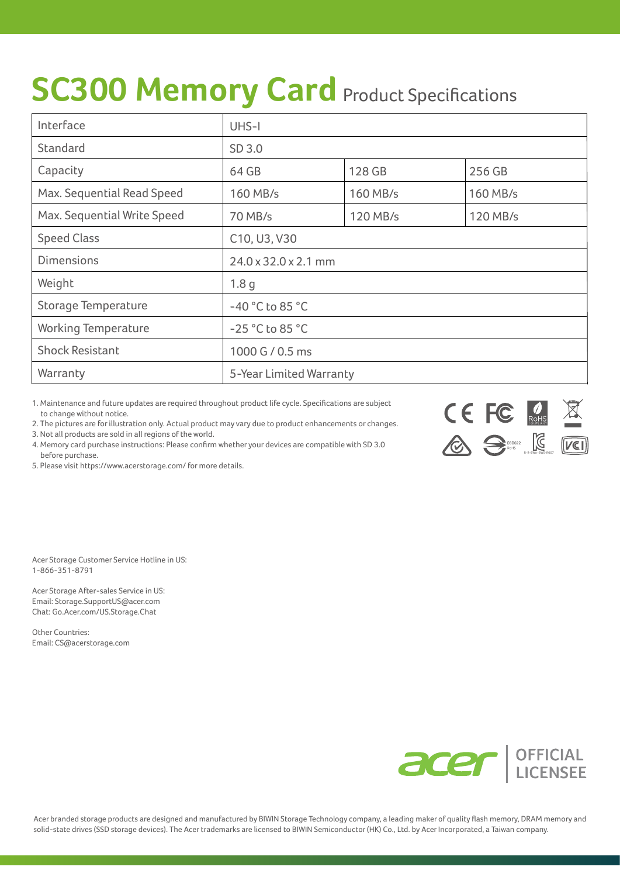# SC300 Memory Card Product Specifications

| | | | |
|---|---|---|---|
| Interface | UHS-I | | |
| Standard | SD 3.0 | | |
| Capacity | 64 GB | 128 GB | 256 GB |
| Max. Sequential Read Speed | 160 MB/s | 160 MB/s | 160 MB/s |
| Max. Sequential Write Speed | 70 MB/s | 120 MB/s | 120 MB/s |
| Speed Class | C10, U3, V30 | | |
| Dimensions | 24.0 x 32.0 x 2.1 mm | | |
| Weight | 1.8 g | | |
| Storage Temperature | -40 °C to 85 °C | | |
| Working Temperature | -25 °C to 85 °C | | |
| Shock Resistant | 1000 G / 0.5 ms | | |
| Warranty | 5-Year Limited Warranty | | |

1. Maintenance and future updates are required throughout product life cycle. Specifications are subject to change without notice.
2. The pictures are for illustration only. Actual product may vary due to product enhancements or changes.
3. Not all products are sold in all regions of the world.
4. Memory card purchase instructions: Please confirm whether your devices are compatible with SD 3.0 before purchase.
5. Please visit https://www.acerstorage.com/ for more details.

Acer Storage Customer Service Hotline in US:
1-866-351-8791

Acer Storage After-sales Service in US:
Email: Storage.SupportUS@acer.com
Chat: Go.Acer.com/US.Storage.Chat

Other Countries:
Email: CS@acerstorage.com

acer | OFFICIAL LICENSEE

Acer branded storage products are designed and manufactured by BIWIN Storage Technology company, a leading maker of quality flash memory, DRAM memory and solid-state drives (SSD storage devices). The Acer trademarks are licensed to BIWIN Semiconductor (HK) Co., Ltd. by Acer Incorporated, a Taiwan company.